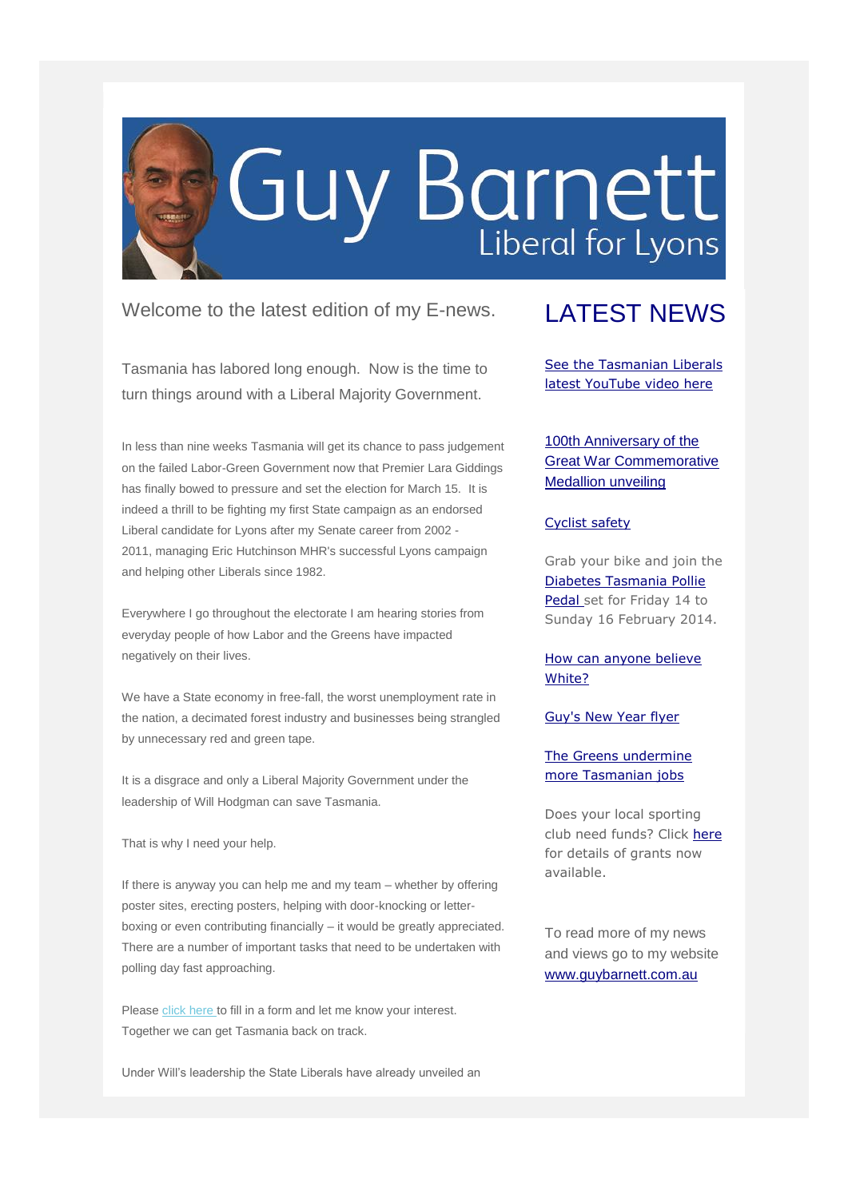# Guy Barnett

## Liberal for Lyons

Welcome to the latest edition of my E-news.

Tasmania has labored long enough. Now is the time to turn things around with a Liberal Majority Government.

In less than nine weeks Tasmania will get its chance to pass judgement on the failed Labor-Green Government now that Premier Lara Giddings has finally bowed to pressure and set the election for March 15. It is indeed a thrill to be fighting my first State campaign as an endorsed Liberal candidate for Lyons after my Senate career from 2002 - 2011, managing Eric Hutchinson MHR's successful Lyons campaign and helping other Liberals since 1982.

Everywhere I go throughout the electorate I am hearing stories from everyday people of how Labor and the Greens have impacted negatively on their lives.

We have a State economy in free-fall, the worst unemployment rate in the nation, a decimated forest industry and businesses being strangled by unnecessary red and green tape.

It is a disgrace and only a Liberal Majority Government under the leadership of Will Hodgman can save Tasmania.

That is why I need your help.

If there is anyway you can help me and my team – whether by offering poster sites, erecting posters, helping with door-knocking or letter-boxing or even contributing financially – it would be greatly appreciated. There are a number of important tasks that need to be undertaken with polling day fast approaching.

Please click here to fill in a form and let me know your interest. Together we can get Tasmania back on track.

Under Will's leadership the State Liberals have already unveiled an

## LATEST NEWS

See the Tasmanian Liberals latest YouTube video here

100th Anniversary of the Great War Commemorative Medallion unveiling

Cyclist safety

Grab your bike and join the Diabetes Tasmania Pollie Pedal set for Friday 14 to Sunday 16 February 2014.

How can anyone believe White?

Guy's New Year flyer

The Greens undermine more Tasmanian jobs

Does your local sporting club need funds? Click here for details of grants now available.

To read more of my news and views go to my website www.guybarnett.com.au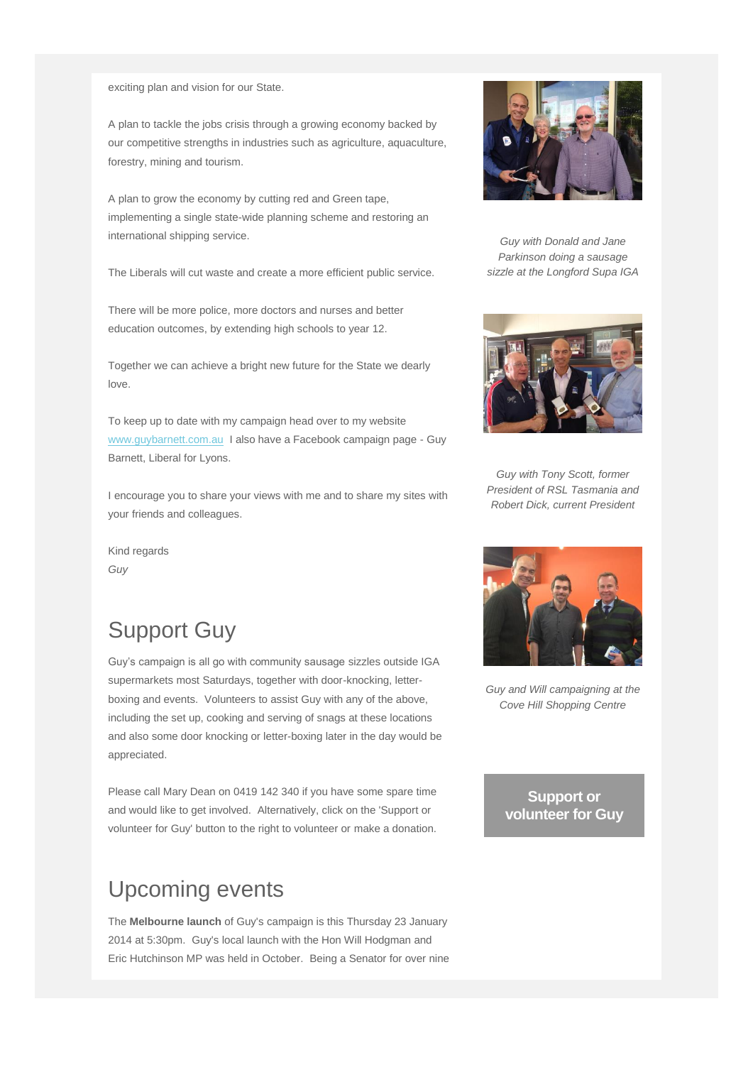exciting plan and vision for our State.

A plan to tackle the jobs crisis through a growing economy backed by our competitive strengths in industries such as agriculture, aquaculture, forestry, mining and tourism.

A plan to grow the economy by cutting red and Green tape, implementing a single state-wide planning scheme and restoring an international shipping service.

The Liberals will cut waste and create a more efficient public service.

There will be more police, more doctors and nurses and better education outcomes, by extending high schools to year 12.

Together we can achieve a bright new future for the State we dearly love.

To keep up to date with my campaign head over to my website www.guybarnett.com.au I also have a Facebook campaign page - Guy Barnett, Liberal for Lyons.

I encourage you to share your views with me and to share my sites with your friends and colleagues.

Kind regards
*Guy*

*Guy with Donald and Jane Parkinson doing a sausage sizzle at the Longford Supa IGA*

*Guy with Tony Scott, former President of RSL Tasmania and Robert Dick, current President*

*Guy and Will campaigning at the Cove Hill Shopping Centre*

## Support Guy

Guy's campaign is all go with community sausage sizzles outside IGA supermarkets most Saturdays, together with door-knocking, letter-boxing and events. Volunteers to assist Guy with any of the above, including the set up, cooking and serving of snags at these locations and also some door knocking or letter-boxing later in the day would be appreciated.

Please call Mary Dean on 0419 142 340 if you have some spare time and would like to get involved. Alternatively, click on the 'Support or volunteer for Guy' button to the right to volunteer or make a donation.

**Support or volunteer for Guy**

## Upcoming events

The **Melbourne launch** of Guy's campaign is this Thursday 23 January 2014 at 5:30pm. Guy's local launch with the Hon Will Hodgman and Eric Hutchinson MP was held in October. Being a Senator for over nine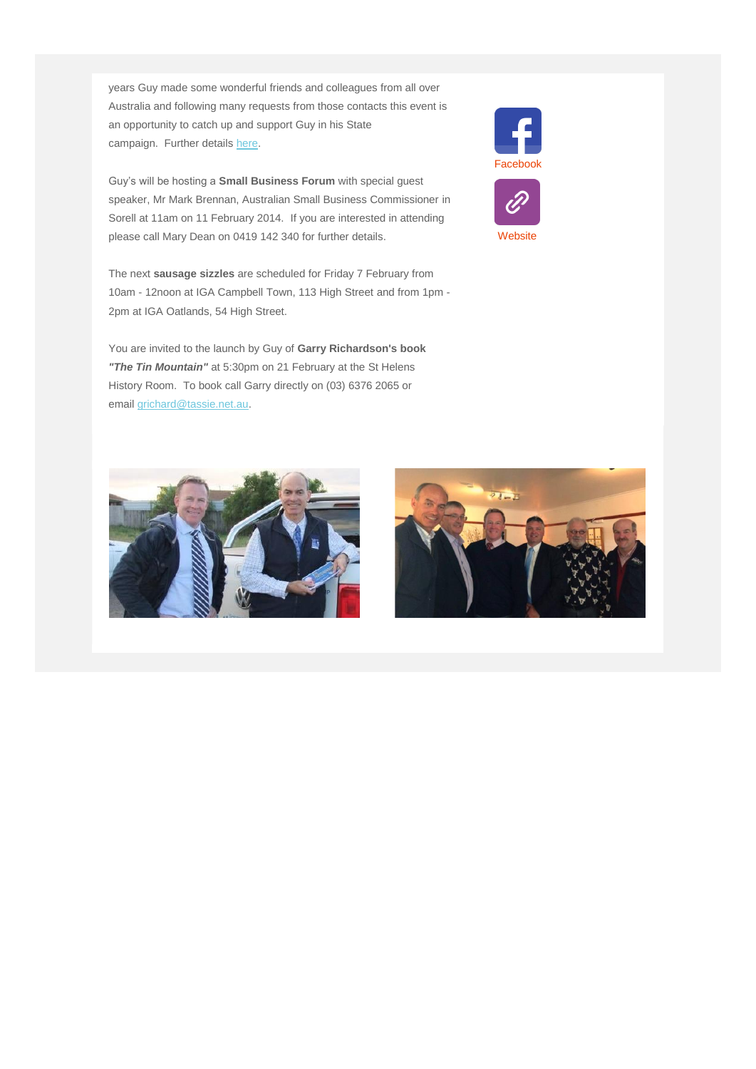years Guy made some wonderful friends and colleagues from all over Australia and following many requests from those contacts this event is an opportunity to catch up and support Guy in his State campaign. Further details here.

Guy's will be hosting a **Small Business Forum** with special guest speaker, Mr Mark Brennan, Australian Small Business Commissioner in Sorell at 11am on 11 February 2014. If you are interested in attending please call Mary Dean on 0419 142 340 for further details.

The next **sausage sizzles** are scheduled for Friday 7 February from 10am - 12noon at IGA Campbell Town, 113 High Street and from 1pm - 2pm at IGA Oatlands, 54 High Street.

You are invited to the launch by Guy of **Garry Richardson's book *"The Tin Mountain"*** at 5:30pm on 21 February at the St Helens History Room. To book call Garry directly on (03) 6376 2065 or email grichard@tassie.net.au.

Facebook

Website